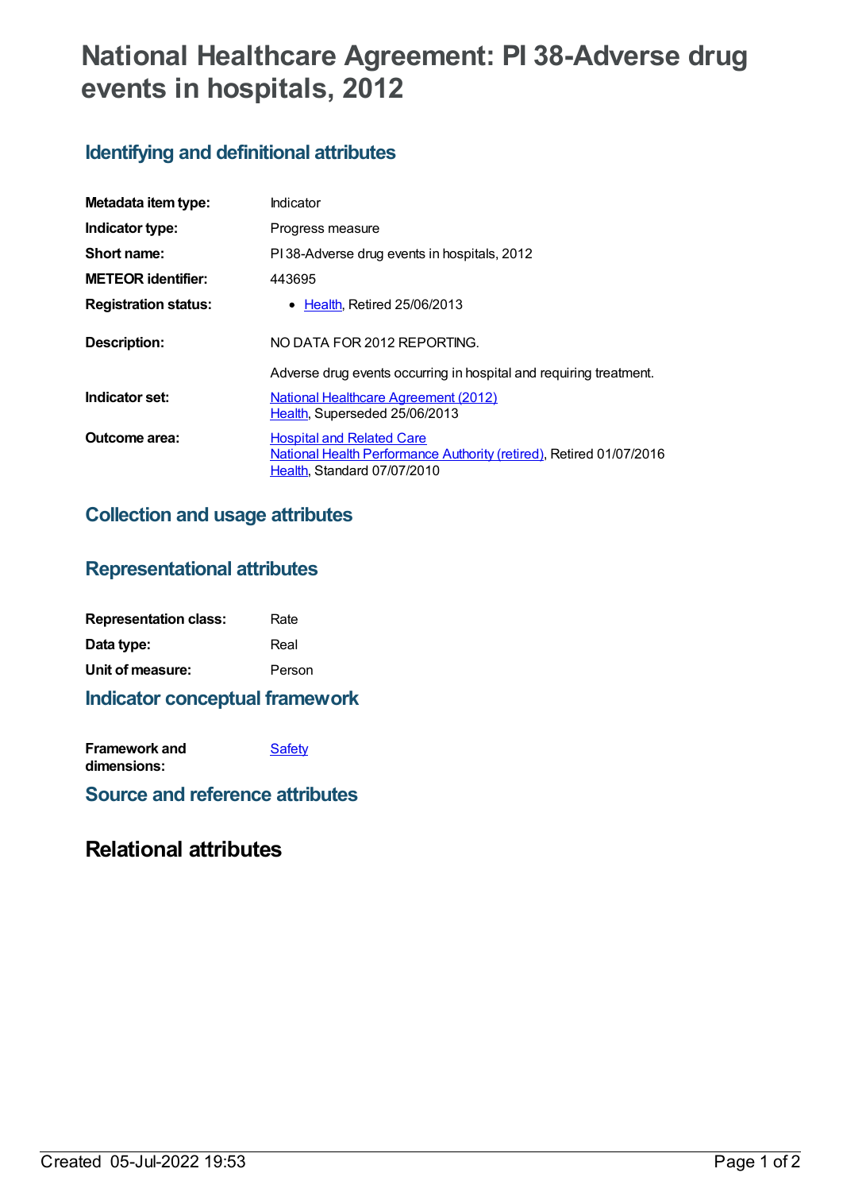# National Healthcare Agreement: PI 38-Adverse drug events in hospitals, 2012

## Identifying and definitional attributes

| | |
|---|---|
| **Metadata item type:** | Indicator |
| **Indicator type:** | Progress measure |
| **Short name:** | PI 38-Adverse drug events in hospitals, 2012 |
| **METEOR identifier:** | 443695 |
| **Registration status:** | • Health, Retired 25/06/2013 |
| **Description:** | NO DATA FOR 2012 REPORTING.<br><br>Adverse drug events occurring in hospital and requiring treatment. |
| **Indicator set:** | National Healthcare Agreement (2012)<br>Health, Superseded 25/06/2013 |
| **Outcome area:** | Hospital and Related Care<br>National Health Performance Authority (retired), Retired 01/07/2016<br>Health, Standard 07/07/2010 |

## Collection and usage attributes

## Representational attributes

| | |
|---|---|
| **Representation class:** | Rate |
| **Data type:** | Real |
| **Unit of measure:** | Person |

## Indicator conceptual framework

| | |
|---|---|
| **Framework and dimensions:** | Safety |

## Source and reference attributes

# Relational attributes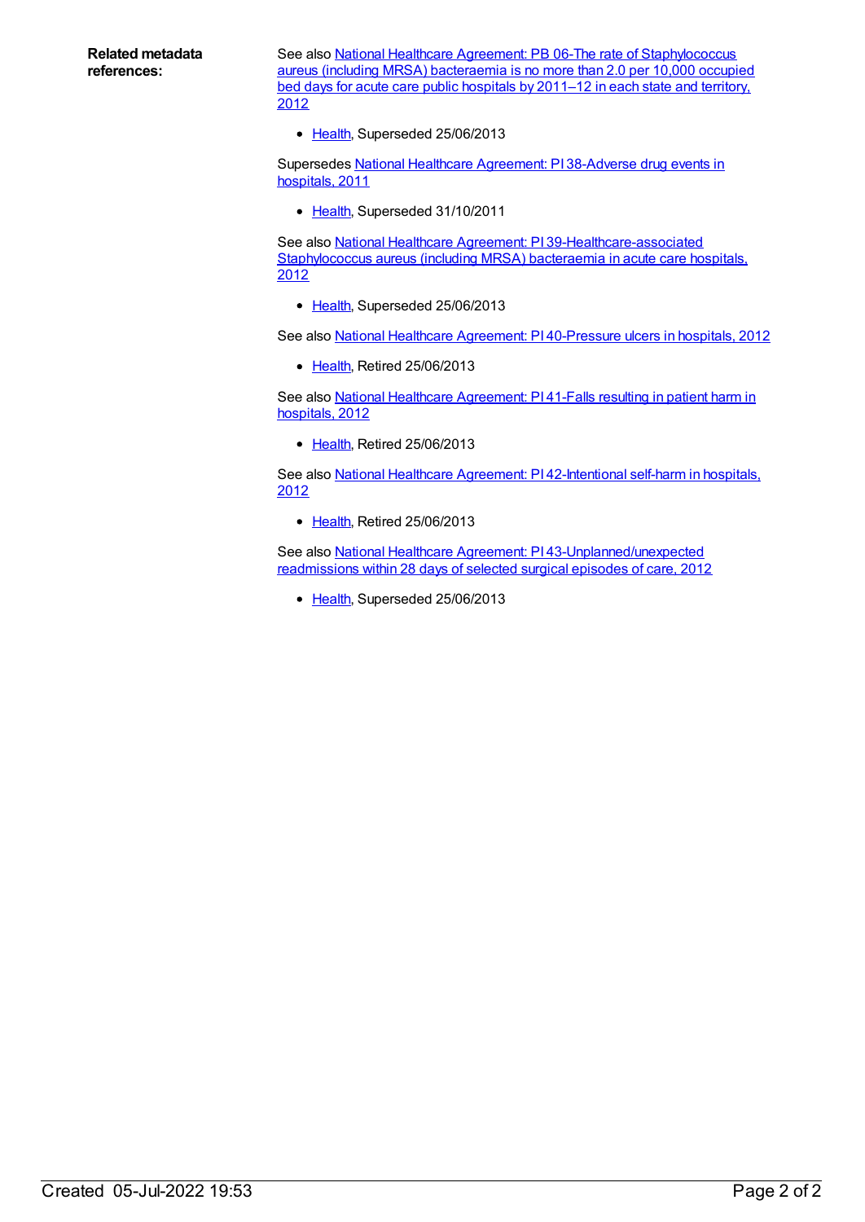**Related metadata references:**

See also National Healthcare Agreement: PB 06-The rate of Staphylococcus aureus (including MRSA) bacteraemia is no more than 2.0 per 10,000 occupied bed days for acute care public hospitals by 2011–12 in each state and territory, 2012

- Health, Superseded 25/06/2013

Supersedes National Healthcare Agreement: PI 38-Adverse drug events in hospitals, 2011

- Health, Superseded 31/10/2011

See also National Healthcare Agreement: PI 39-Healthcare-associated Staphylococcus aureus (including MRSA) bacteraemia in acute care hospitals, 2012

- Health, Superseded 25/06/2013

See also National Healthcare Agreement: PI 40-Pressure ulcers in hospitals, 2012

- Health, Retired 25/06/2013

See also National Healthcare Agreement: PI 41-Falls resulting in patient harm in hospitals, 2012

- Health, Retired 25/06/2013

See also National Healthcare Agreement: PI 42-Intentional self-harm in hospitals, 2012

- Health, Retired 25/06/2013

See also National Healthcare Agreement: PI 43-Unplanned/unexpected readmissions within 28 days of selected surgical episodes of care, 2012

- Health, Superseded 25/06/2013